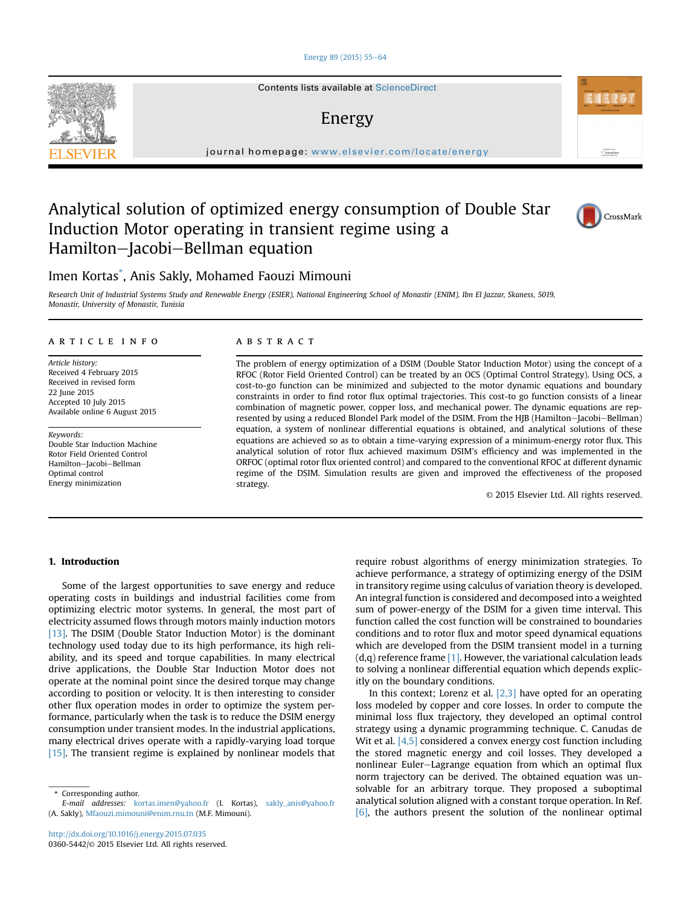# Analytical solution of optimized energy consumption of Double Star Induction Motor operating in transient regime using a Hamilton–Jacobi–Bellman equation

Imen Kortas*, Anis Sakly, Mohamed Faouzi Mimouni

*Research Unit of Industrial Systems Study and Renewable Energy (ESIER), National Engineering School of Monastir (ENIM), Ibn El Jazzar, Skaness, 5019, Monastir, University of Monastir, Tunisia*

## ARTICLE INFO

*Article history:*
Received 4 February 2015
Received in revised form
22 June 2015
Accepted 10 July 2015
Available online 6 August 2015

*Keywords:*
Double Star Induction Machine
Rotor Field Oriented Control
Hamilton–Jacobi–Bellman
Optimal control
Energy minimization

## ABSTRACT

The problem of energy optimization of a DSIM (Double Stator Induction Motor) using the concept of a RFOC (Rotor Field Oriented Control) can be treated by an OCS (Optimal Control Strategy). Using OCS, a cost-to-go function can be minimized and subjected to the motor dynamic equations and boundary constraints in order to find rotor flux optimal trajectories. This cost-to go function consists of a linear combination of magnetic power, copper loss, and mechanical power. The dynamic equations are represented by using a reduced Blondel Park model of the DSIM. From the HJB (Hamilton–Jacobi–Bellman) equation, a system of nonlinear differential equations is obtained, and analytical solutions of these equations are achieved so as to obtain a time-varying expression of a minimum-energy rotor flux. This analytical solution of rotor flux achieved maximum DSIM's efficiency and was implemented in the ORFOC (optimal rotor flux oriented control) and compared to the conventional RFOC at different dynamic regime of the DSIM. Simulation results are given and improved the effectiveness of the proposed strategy.

© 2015 Elsevier Ltd. All rights reserved.

## 1. Introduction

Some of the largest opportunities to save energy and reduce operating costs in buildings and industrial facilities come from optimizing electric motor systems. In general, the most part of electricity assumed flows through motors mainly induction motors [13]. The DSIM (Double Stator Induction Motor) is the dominant technology used today due to its high performance, its high reliability, and its speed and torque capabilities. In many electrical drive applications, the Double Star Induction Motor does not operate at the nominal point since the desired torque may change according to position or velocity. It is then interesting to consider other flux operation modes in order to optimize the system performance, particularly when the task is to reduce the DSIM energy consumption under transient modes. In the industrial applications, many electrical drives operate with a rapidly-varying load torque [15]. The transient regime is explained by nonlinear models that require robust algorithms of energy minimization strategies. To achieve performance, a strategy of optimizing energy of the DSIM in transitory regime using calculus of variation theory is developed. An integral function is considered and decomposed into a weighted sum of power-energy of the DSIM for a given time interval. This function called the cost function will be constrained to boundaries conditions and to rotor flux and motor speed dynamical equations which are developed from the DSIM transient model in a turning (d,q) reference frame [1]. However, the variational calculation leads to solving a nonlinear differential equation which depends explicitly on the boundary conditions.

In this context; Lorenz et al. [2,3] have opted for an operating loss modeled by copper and core losses. In order to compute the minimal loss flux trajectory, they developed an optimal control strategy using a dynamic programming technique. C. Canudas de Wit et al. [4,5] considered a convex energy cost function including the stored magnetic energy and coil losses. They developed a nonlinear Euler–Lagrange equation from which an optimal flux norm trajectory can be derived. The obtained equation was unsolvable for an arbitrary torque. They proposed a suboptimal analytical solution aligned with a constant torque operation. In Ref. [6], the authors present the solution of the nonlinear optimal

* Corresponding author.
*E-mail addresses:* kortas.imen@yahoo.fr (I. Kortas), sakly_anis@yahoo.fr (A. Sakly), Mfaouzi.mimouni@enim.rnu.tn (M.F. Mimouni).

http://dx.doi.org/10.1016/j.energy.2015.07.035
0360-5442/© 2015 Elsevier Ltd. All rights reserved.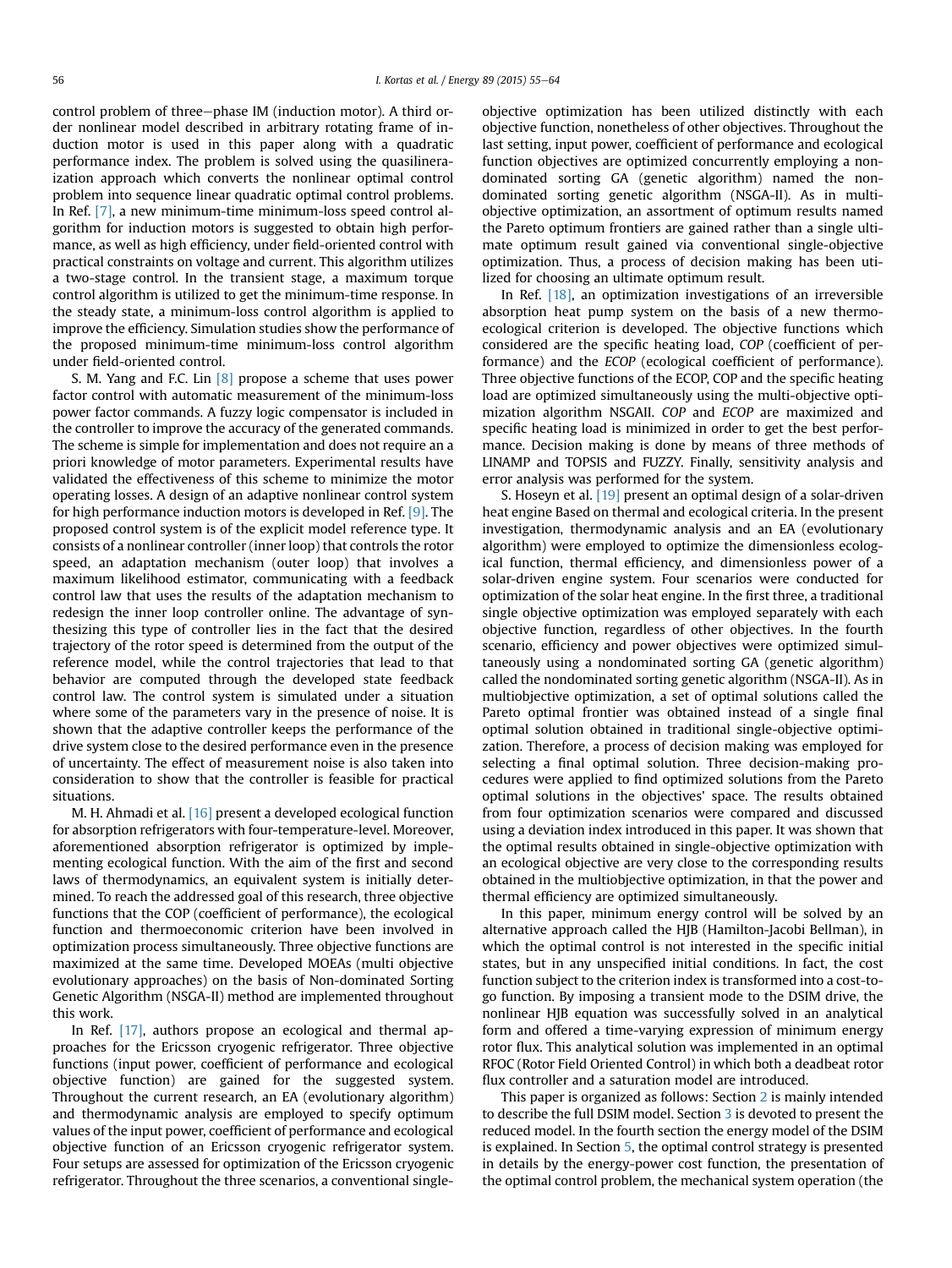control problem of three−phase IM (induction motor). A third order nonlinear model described in arbitrary rotating frame of induction motor is used in this paper along with a quadratic performance index. The problem is solved using the quasilinearaization approach which converts the nonlinear optimal control problem into sequence linear quadratic optimal control problems. In Ref. [7], a new minimum-time minimum-loss speed control algorithm for induction motors is suggested to obtain high performance, as well as high efficiency, under field-oriented control with practical constraints on voltage and current. This algorithm utilizes a two-stage control. In the transient stage, a maximum torque control algorithm is utilized to get the minimum-time response. In the steady state, a minimum-loss control algorithm is applied to improve the efficiency. Simulation studies show the performance of the proposed minimum-time minimum-loss control algorithm under field-oriented control.

S. M. Yang and F.C. Lin [8] propose a scheme that uses power factor control with automatic measurement of the minimum-loss power factor commands. A fuzzy logic compensator is included in the controller to improve the accuracy of the generated commands. The scheme is simple for implementation and does not require an a priori knowledge of motor parameters. Experimental results have validated the effectiveness of this scheme to minimize the motor operating losses. A design of an adaptive nonlinear control system for high performance induction motors is developed in Ref. [9]. The proposed control system is of the explicit model reference type. It consists of a nonlinear controller (inner loop) that controls the rotor speed, an adaptation mechanism (outer loop) that involves a maximum likelihood estimator, communicating with a feedback control law that uses the results of the adaptation mechanism to redesign the inner loop controller online. The advantage of synthesizing this type of controller lies in the fact that the desired trajectory of the rotor speed is determined from the output of the reference model, while the control trajectories that lead to that behavior are computed through the developed state feedback control law. The control system is simulated under a situation where some of the parameters vary in the presence of noise. It is shown that the adaptive controller keeps the performance of the drive system close to the desired performance even in the presence of uncertainty. The effect of measurement noise is also taken into consideration to show that the controller is feasible for practical situations.

M. H. Ahmadi et al. [16] present a developed ecological function for absorption refrigerators with four-temperature-level. Moreover, aforementioned absorption refrigerator is optimized by implementing ecological function. With the aim of the first and second laws of thermodynamics, an equivalent system is initially determined. To reach the addressed goal of this research, three objective functions that the COP (coefficient of performance), the ecological function and thermoeconomic criterion have been involved in optimization process simultaneously. Three objective functions are maximized at the same time. Developed MOEAs (multi objective evolutionary approaches) on the basis of Non-dominated Sorting Genetic Algorithm (NSGA-II) method are implemented throughout this work.

In Ref. [17], authors propose an ecological and thermal approaches for the Ericsson cryogenic refrigerator. Three objective functions (input power, coefficient of performance and ecological objective function) are gained for the suggested system. Throughout the current research, an EA (evolutionary algorithm) and thermodynamic analysis are employed to specify optimum values of the input power, coefficient of performance and ecological objective function of an Ericsson cryogenic refrigerator system. Four setups are assessed for optimization of the Ericsson cryogenic refrigerator. Throughout the three scenarios, a conventional single-objective optimization has been utilized distinctly with each objective function, nonetheless of other objectives. Throughout the last setting, input power, coefficient of performance and ecological function objectives are optimized concurrently employing a non-dominated sorting GA (genetic algorithm) named the non-dominated sorting genetic algorithm (NSGA-II). As in multi-objective optimization, an assortment of optimum results named the Pareto optimum frontiers are gained rather than a single ultimate optimum result gained via conventional single-objective optimization. Thus, a process of decision making has been utilized for choosing an ultimate optimum result.

In Ref. [18], an optimization investigations of an irreversible absorption heat pump system on the basis of a new thermo-ecological criterion is developed. The objective functions which considered are the specific heating load, *COP* (coefficient of performance) and the *ECOP* (ecological coefficient of performance). Three objective functions of the ECOP, COP and the specific heating load are optimized simultaneously using the multi-objective optimization algorithm NSGAII. *COP* and *ECOP* are maximized and specific heating load is minimized in order to get the best performance. Decision making is done by means of three methods of LINAMP and TOPSIS and FUZZY. Finally, sensitivity analysis and error analysis was performed for the system.

S. Hoseyn et al. [19] present an optimal design of a solar-driven heat engine Based on thermal and ecological criteria. In the present investigation, thermodynamic analysis and an EA (evolutionary algorithm) were employed to optimize the dimensionless ecological function, thermal efficiency, and dimensionless power of a solar-driven engine system. Four scenarios were conducted for optimization of the solar heat engine. In the first three, a traditional single objective optimization was employed separately with each objective function, regardless of other objectives. In the fourth scenario, efficiency and power objectives were optimized simultaneously using a nondominated sorting GA (genetic algorithm) called the nondominated sorting genetic algorithm (NSGA-II). As in multiobjective optimization, a set of optimal solutions called the Pareto optimal frontier was obtained instead of a single final optimal solution obtained in traditional single-objective optimization. Therefore, a process of decision making was employed for selecting a final optimal solution. Three decision-making procedures were applied to find optimized solutions from the Pareto optimal solutions in the objectives' space. The results obtained from four optimization scenarios were compared and discussed using a deviation index introduced in this paper. It was shown that the optimal results obtained in single-objective optimization with an ecological objective are very close to the corresponding results obtained in the multiobjective optimization, in that the power and thermal efficiency are optimized simultaneously.

In this paper, minimum energy control will be solved by an alternative approach called the HJB (Hamilton-Jacobi Bellman), in which the optimal control is not interested in the specific initial states, but in any unspecified initial conditions. In fact, the cost function subject to the criterion index is transformed into a cost-to-go function. By imposing a transient mode to the DSIM drive, the nonlinear HJB equation was successfully solved in an analytical form and offered a time-varying expression of minimum energy rotor flux. This analytical solution was implemented in an optimal RFOC (Rotor Field Oriented Control) in which both a deadbeat rotor flux controller and a saturation model are introduced.

This paper is organized as follows: Section 2 is mainly intended to describe the full DSIM model. Section 3 is devoted to present the reduced model. In the fourth section the energy model of the DSIM is explained. In Section 5, the optimal control strategy is presented in details by the energy-power cost function, the presentation of the optimal control problem, the mechanical system operation (the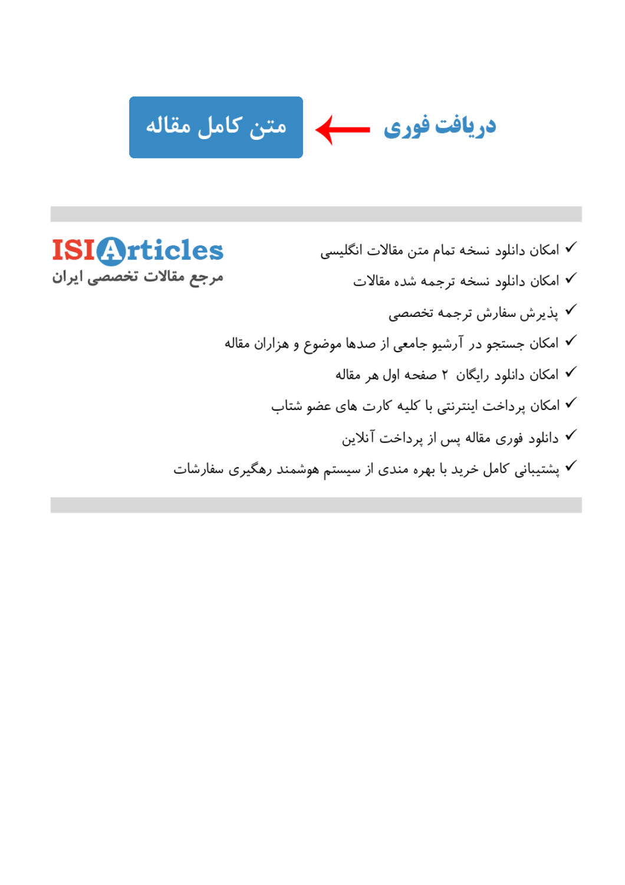دریافت فوری ← **متن کامل مقاله**

**ISIArticles**
مرجع مقالات تخصصی ایران

- ✓ امکان دانلود نسخه تمام متن مقالات انگلیسی
- ✓ امکان دانلود نسخه ترجمه شده مقالات
- ✓ پذیرش سفارش ترجمه تخصصی
- ✓ امکان جستجو در آرشیو جامعی از صدها موضوع و هزاران مقاله
- ✓ امکان دانلود رایگان ۲ صفحه اول هر مقاله
- ✓ امکان پرداخت اینترنتی با کلیه کارت های عضو شتاب
- ✓ دانلود فوری مقاله پس از پرداخت آنلاین
- ✓ پشتیبانی کامل خرید با بهره مندی از سیستم هوشمند رهگیری سفارشات